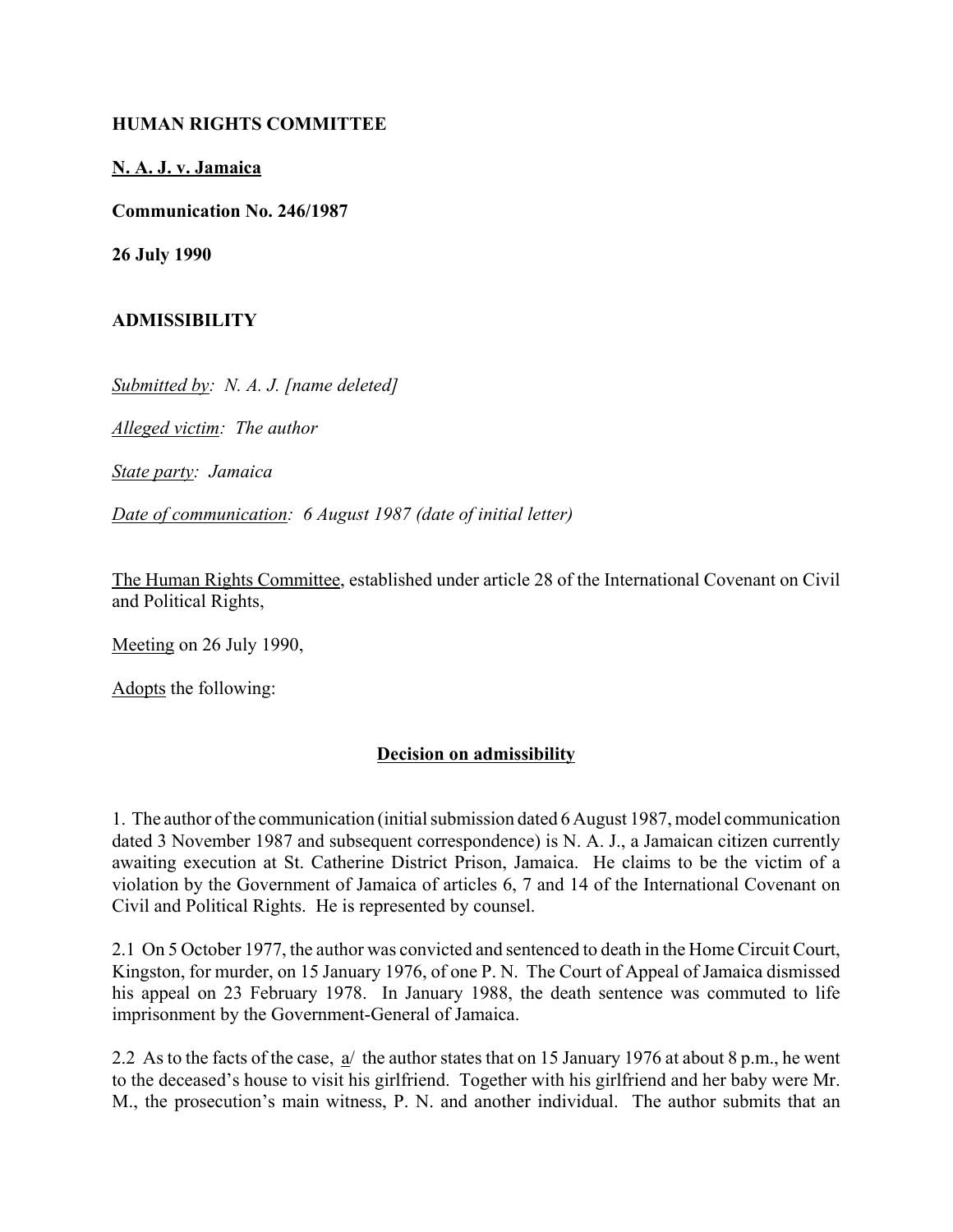**HUMAN RIGHTS COMMITTEE**

**N. A. J. v. Jamaica**

**Communication No. 246/1987**

**26 July 1990**

**ADMISSIBILITY**

*Submitted by: N. A. J. [name deleted]*

*Alleged victim: The author*

*State party: Jamaica*

*Date of communication: 6 August 1987 (date of initial letter)*

The Human Rights Committee, established under article 28 of the International Covenant on Civil and Political Rights,

Meeting on 26 July 1990,

Adopts the following:

**Decision on admissibility**

1. The author of the communication (initial submission dated 6 August 1987, model communication dated 3 November 1987 and subsequent correspondence) is N. A. J., a Jamaican citizen currently awaiting execution at St. Catherine District Prison, Jamaica. He claims to be the victim of a violation by the Government of Jamaica of articles 6, 7 and 14 of the International Covenant on Civil and Political Rights. He is represented by counsel.

2.1 On 5 October 1977, the author was convicted and sentenced to death in the Home Circuit Court, Kingston, for murder, on 15 January 1976, of one P. N. The Court of Appeal of Jamaica dismissed his appeal on 23 February 1978. In January 1988, the death sentence was commuted to life imprisonment by the Government-General of Jamaica.

2.2 As to the facts of the case, a/ the author states that on 15 January 1976 at about 8 p.m., he went to the deceased's house to visit his girlfriend. Together with his girlfriend and her baby were Mr. M., the prosecution's main witness, P. N. and another individual. The author submits that an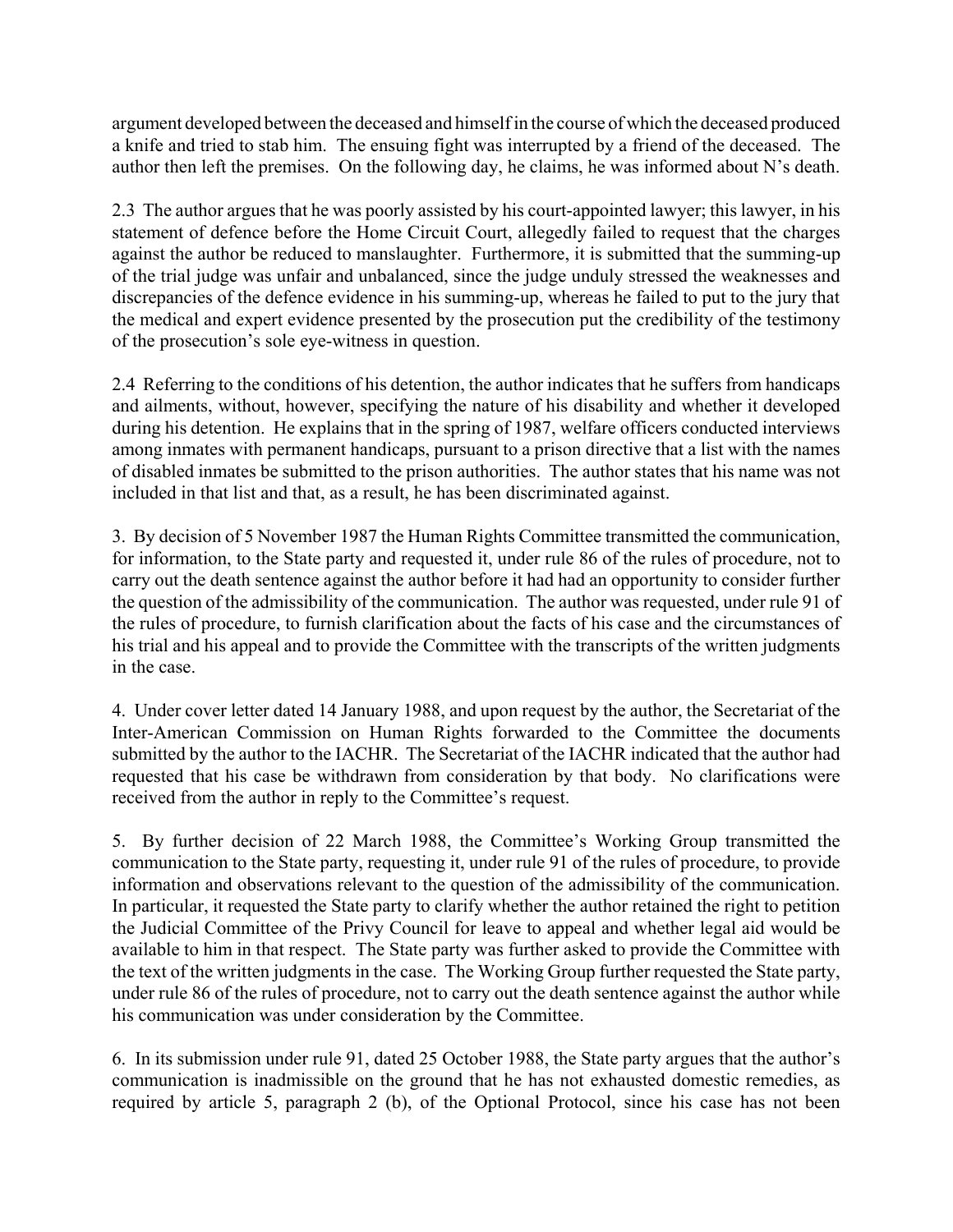argument developed between the deceased and himself in the course of which the deceased produced a knife and tried to stab him. The ensuing fight was interrupted by a friend of the deceased. The author then left the premises. On the following day, he claims, he was informed about N's death.

2.3 The author argues that he was poorly assisted by his court-appointed lawyer; this lawyer, in his statement of defence before the Home Circuit Court, allegedly failed to request that the charges against the author be reduced to manslaughter. Furthermore, it is submitted that the summing-up of the trial judge was unfair and unbalanced, since the judge unduly stressed the weaknesses and discrepancies of the defence evidence in his summing-up, whereas he failed to put to the jury that the medical and expert evidence presented by the prosecution put the credibility of the testimony of the prosecution's sole eye-witness in question.

2.4 Referring to the conditions of his detention, the author indicates that he suffers from handicaps and ailments, without, however, specifying the nature of his disability and whether it developed during his detention. He explains that in the spring of 1987, welfare officers conducted interviews among inmates with permanent handicaps, pursuant to a prison directive that a list with the names of disabled inmates be submitted to the prison authorities. The author states that his name was not included in that list and that, as a result, he has been discriminated against.

3. By decision of 5 November 1987 the Human Rights Committee transmitted the communication, for information, to the State party and requested it, under rule 86 of the rules of procedure, not to carry out the death sentence against the author before it had had an opportunity to consider further the question of the admissibility of the communication. The author was requested, under rule 91 of the rules of procedure, to furnish clarification about the facts of his case and the circumstances of his trial and his appeal and to provide the Committee with the transcripts of the written judgments in the case.

4. Under cover letter dated 14 January 1988, and upon request by the author, the Secretariat of the Inter-American Commission on Human Rights forwarded to the Committee the documents submitted by the author to the IACHR. The Secretariat of the IACHR indicated that the author had requested that his case be withdrawn from consideration by that body. No clarifications were received from the author in reply to the Committee's request.

5. By further decision of 22 March 1988, the Committee's Working Group transmitted the communication to the State party, requesting it, under rule 91 of the rules of procedure, to provide information and observations relevant to the question of the admissibility of the communication. In particular, it requested the State party to clarify whether the author retained the right to petition the Judicial Committee of the Privy Council for leave to appeal and whether legal aid would be available to him in that respect. The State party was further asked to provide the Committee with the text of the written judgments in the case. The Working Group further requested the State party, under rule 86 of the rules of procedure, not to carry out the death sentence against the author while his communication was under consideration by the Committee.

6. In its submission under rule 91, dated 25 October 1988, the State party argues that the author's communication is inadmissible on the ground that he has not exhausted domestic remedies, as required by article 5, paragraph 2 (b), of the Optional Protocol, since his case has not been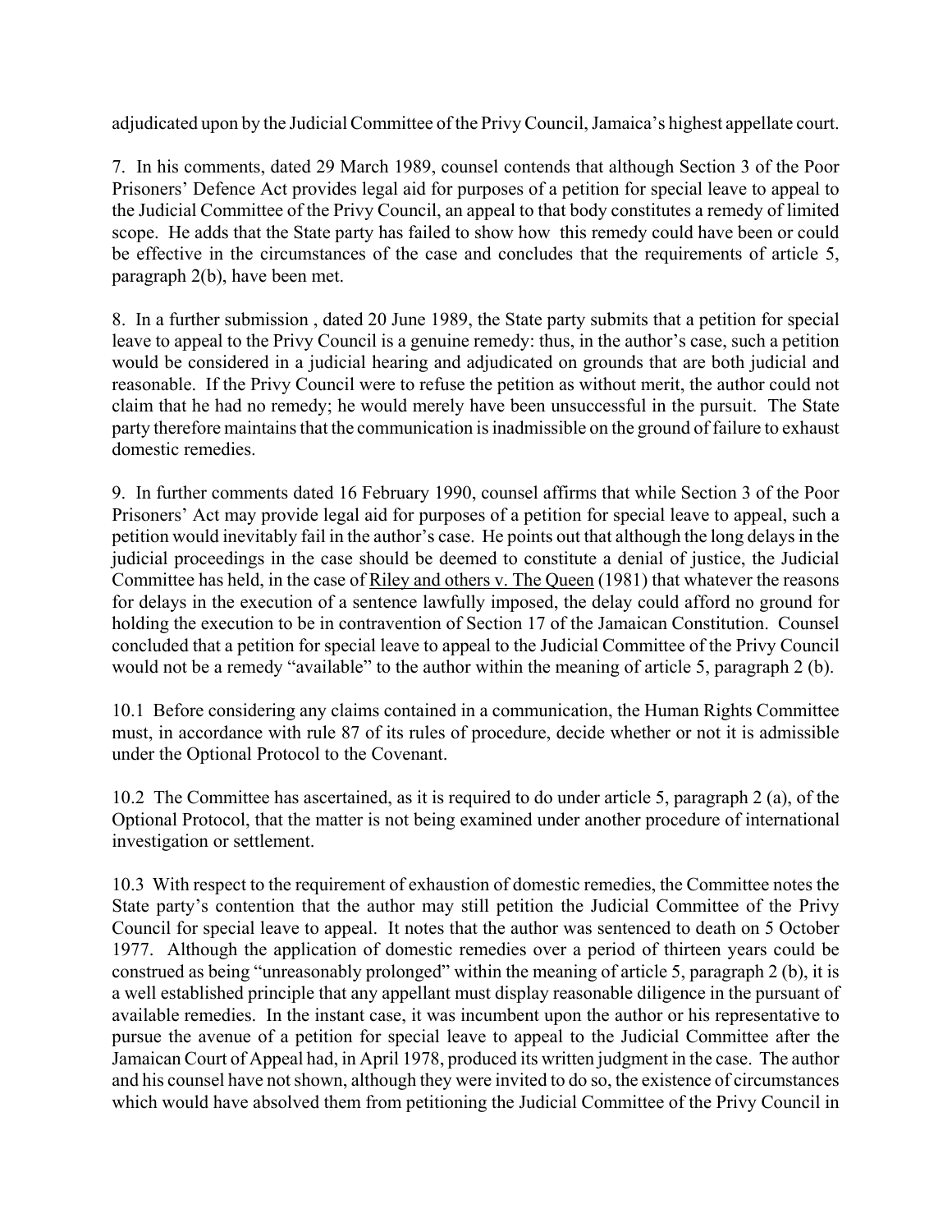adjudicated upon by the Judicial Committee of the Privy Council, Jamaica's highest appellate court.

7. In his comments, dated 29 March 1989, counsel contends that although Section 3 of the Poor Prisoners' Defence Act provides legal aid for purposes of a petition for special leave to appeal to the Judicial Committee of the Privy Council, an appeal to that body constitutes a remedy of limited scope. He adds that the State party has failed to show how this remedy could have been or could be effective in the circumstances of the case and concludes that the requirements of article 5, paragraph 2(b), have been met.

8. In a further submission , dated 20 June 1989, the State party submits that a petition for special leave to appeal to the Privy Council is a genuine remedy: thus, in the author's case, such a petition would be considered in a judicial hearing and adjudicated on grounds that are both judicial and reasonable. If the Privy Council were to refuse the petition as without merit, the author could not claim that he had no remedy; he would merely have been unsuccessful in the pursuit. The State party therefore maintains that the communication is inadmissible on the ground of failure to exhaust domestic remedies.

9. In further comments dated 16 February 1990, counsel affirms that while Section 3 of the Poor Prisoners' Act may provide legal aid for purposes of a petition for special leave to appeal, such a petition would inevitably fail in the author's case. He points out that although the long delays in the judicial proceedings in the case should be deemed to constitute a denial of justice, the Judicial Committee has held, in the case of Riley and others v. The Queen (1981) that whatever the reasons for delays in the execution of a sentence lawfully imposed, the delay could afford no ground for holding the execution to be in contravention of Section 17 of the Jamaican Constitution. Counsel concluded that a petition for special leave to appeal to the Judicial Committee of the Privy Council would not be a remedy "available" to the author within the meaning of article 5, paragraph 2 (b).

10.1 Before considering any claims contained in a communication, the Human Rights Committee must, in accordance with rule 87 of its rules of procedure, decide whether or not it is admissible under the Optional Protocol to the Covenant.

10.2 The Committee has ascertained, as it is required to do under article 5, paragraph 2 (a), of the Optional Protocol, that the matter is not being examined under another procedure of international investigation or settlement.

10.3 With respect to the requirement of exhaustion of domestic remedies, the Committee notes the State party's contention that the author may still petition the Judicial Committee of the Privy Council for special leave to appeal. It notes that the author was sentenced to death on 5 October 1977. Although the application of domestic remedies over a period of thirteen years could be construed as being "unreasonably prolonged" within the meaning of article 5, paragraph 2 (b), it is a well established principle that any appellant must display reasonable diligence in the pursuant of available remedies. In the instant case, it was incumbent upon the author or his representative to pursue the avenue of a petition for special leave to appeal to the Judicial Committee after the Jamaican Court of Appeal had, in April 1978, produced its written judgment in the case. The author and his counsel have not shown, although they were invited to do so, the existence of circumstances which would have absolved them from petitioning the Judicial Committee of the Privy Council in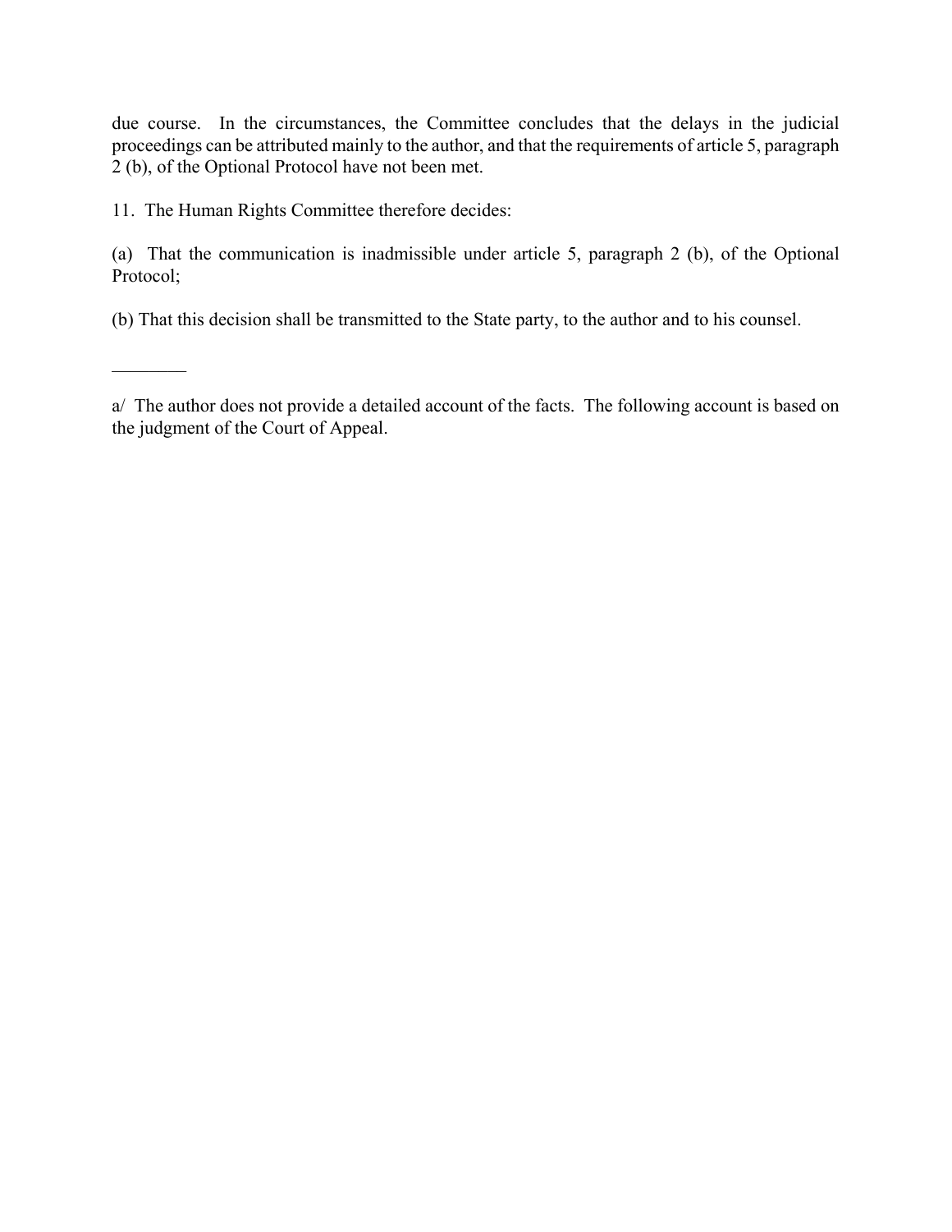due course. In the circumstances, the Committee concludes that the delays in the judicial proceedings can be attributed mainly to the author, and that the requirements of article 5, paragraph 2 (b), of the Optional Protocol have not been met.

11. The Human Rights Committee therefore decides:

(a) That the communication is inadmissible under article 5, paragraph 2 (b), of the Optional Protocol;

(b) That this decision shall be transmitted to the State party, to the author and to his counsel.

________

a/ The author does not provide a detailed account of the facts. The following account is based on the judgment of the Court of Appeal.